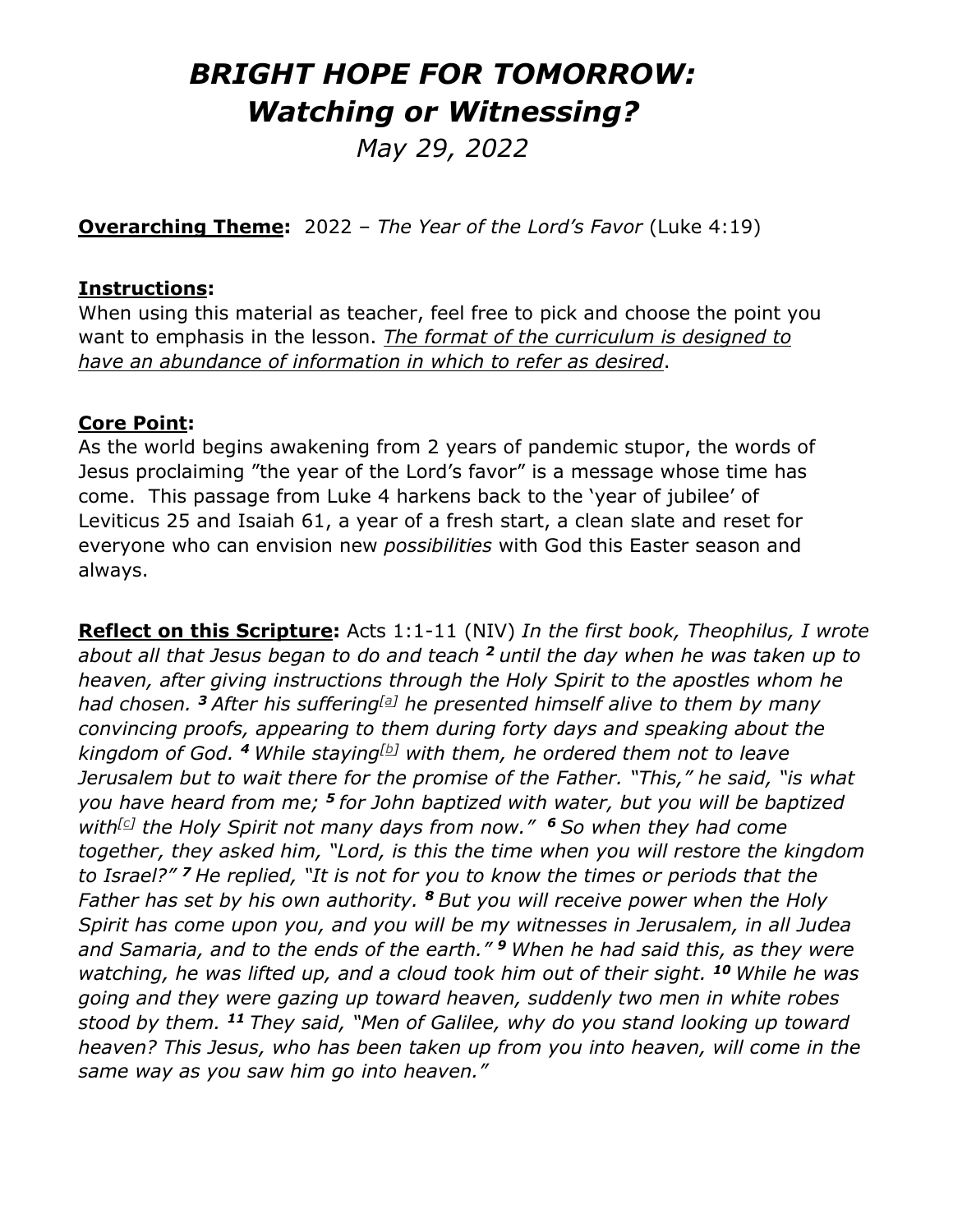# *BRIGHT HOPE FOR TOMORROW:*
# *Watching or Witnessing?*

*May 29, 2022*

**Overarching Theme:** 2022 – *The Year of the Lord's Favor* (Luke 4:19)

**Instructions:**
When using this material as teacher, feel free to pick and choose the point you want to emphasis in the lesson. *The format of the curriculum is designed to have an abundance of information in which to refer as desired*.

**Core Point:**
As the world begins awakening from 2 years of pandemic stupor, the words of Jesus proclaiming "the year of the Lord's favor" is a message whose time has come. This passage from Luke 4 harkens back to the 'year of jubilee' of Leviticus 25 and Isaiah 61, a year of a fresh start, a clean slate and reset for everyone who can envision new *possibilities* with God this Easter season and always.

**Reflect on this Scripture:** Acts 1:1-11 (NIV) *In the first book, Theophilus, I wrote about all that Jesus began to do and teach **2** until the day when he was taken up to heaven, after giving instructions through the Holy Spirit to the apostles whom he had chosen. **3** After his suffering[a] he presented himself alive to them by many convincing proofs, appearing to them during forty days and speaking about the kingdom of God. **4** While staying[b] with them, he ordered them not to leave Jerusalem but to wait there for the promise of the Father. "This," he said, "is what you have heard from me; **5** for John baptized with water, but you will be baptized with[c] the Holy Spirit not many days from now." **6** So when they had come together, they asked him, "Lord, is this the time when you will restore the kingdom to Israel?" **7** He replied, "It is not for you to know the times or periods that the Father has set by his own authority. **8** But you will receive power when the Holy Spirit has come upon you, and you will be my witnesses in Jerusalem, in all Judea and Samaria, and to the ends of the earth." **9** When he had said this, as they were watching, he was lifted up, and a cloud took him out of their sight. **10** While he was going and they were gazing up toward heaven, suddenly two men in white robes stood by them. **11** They said, "Men of Galilee, why do you stand looking up toward heaven? This Jesus, who has been taken up from you into heaven, will come in the same way as you saw him go into heaven."*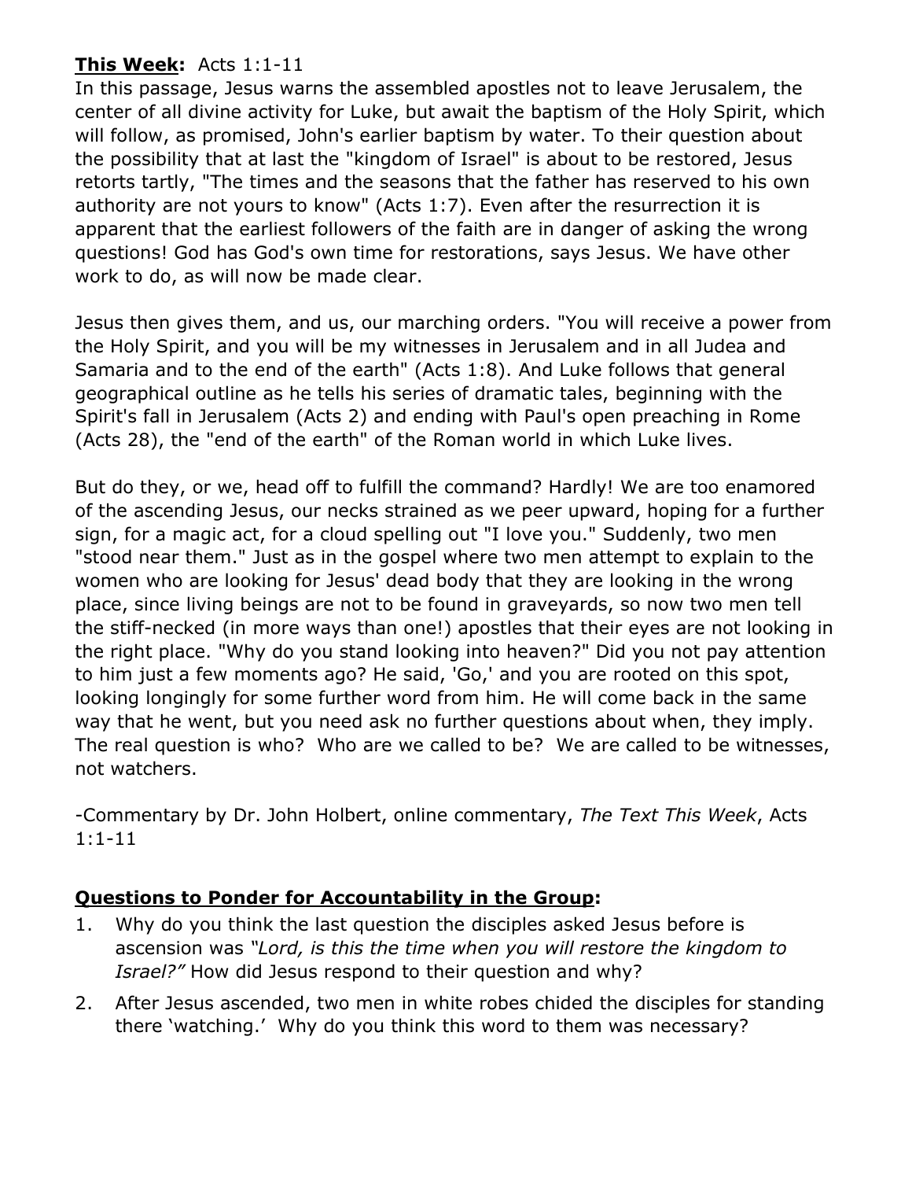**<u>This Week</u>:** Acts 1:1-11

In this passage, Jesus warns the assembled apostles not to leave Jerusalem, the center of all divine activity for Luke, but await the baptism of the Holy Spirit, which will follow, as promised, John's earlier baptism by water. To their question about the possibility that at last the "kingdom of Israel" is about to be restored, Jesus retorts tartly, "The times and the seasons that the father has reserved to his own authority are not yours to know" (Acts 1:7). Even after the resurrection it is apparent that the earliest followers of the faith are in danger of asking the wrong questions! God has God's own time for restorations, says Jesus. We have other work to do, as will now be made clear.

Jesus then gives them, and us, our marching orders. "You will receive a power from the Holy Spirit, and you will be my witnesses in Jerusalem and in all Judea and Samaria and to the end of the earth" (Acts 1:8). And Luke follows that general geographical outline as he tells his series of dramatic tales, beginning with the Spirit's fall in Jerusalem (Acts 2) and ending with Paul's open preaching in Rome (Acts 28), the "end of the earth" of the Roman world in which Luke lives.

But do they, or we, head off to fulfill the command? Hardly! We are too enamored of the ascending Jesus, our necks strained as we peer upward, hoping for a further sign, for a magic act, for a cloud spelling out "I love you." Suddenly, two men "stood near them." Just as in the gospel where two men attempt to explain to the women who are looking for Jesus' dead body that they are looking in the wrong place, since living beings are not to be found in graveyards, so now two men tell the stiff-necked (in more ways than one!) apostles that their eyes are not looking in the right place. "Why do you stand looking into heaven?" Did you not pay attention to him just a few moments ago? He said, 'Go,' and you are rooted on this spot, looking longingly for some further word from him. He will come back in the same way that he went, but you need ask no further questions about when, they imply. The real question is who? Who are we called to be? We are called to be witnesses, not watchers.

-Commentary by Dr. John Holbert, online commentary, *The Text This Week*, Acts 1:1-11

**<u>Questions to Ponder for Accountability in the Group</u>:**

1. Why do you think the last question the disciples asked Jesus before is ascension was *"Lord, is this the time when you will restore the kingdom to Israel?"* How did Jesus respond to their question and why?
2. After Jesus ascended, two men in white robes chided the disciples for standing there 'watching.' Why do you think this word to them was necessary?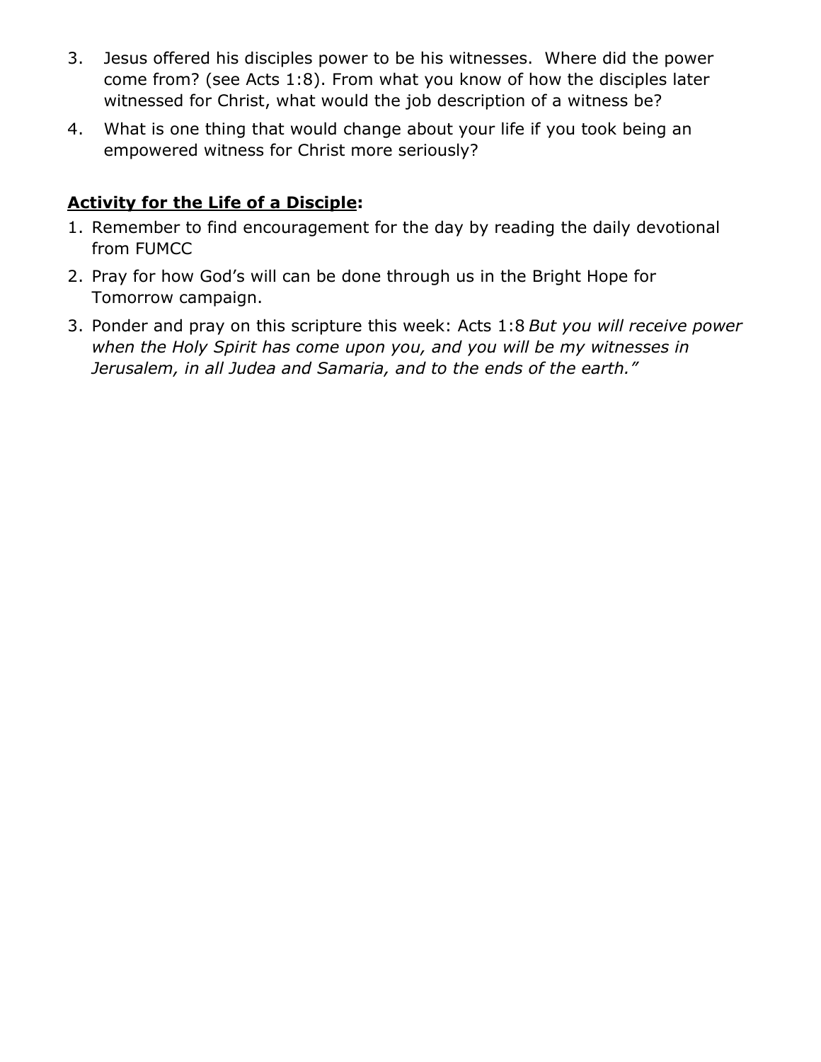3. Jesus offered his disciples power to be his witnesses. Where did the power come from? (see Acts 1:8). From what you know of how the disciples later witnessed for Christ, what would the job description of a witness be?
4. What is one thing that would change about your life if you took being an empowered witness for Christ more seriously?

**<u>Activity for the Life of a Disciple</u>:**

1. Remember to find encouragement for the day by reading the daily devotional from FUMCC
2. Pray for how God's will can be done through us in the Bright Hope for Tomorrow campaign.
3. Ponder and pray on this scripture this week: Acts 1:8 *But you will receive power when the Holy Spirit has come upon you, and you will be my witnesses in Jerusalem, in all Judea and Samaria, and to the ends of the earth."*